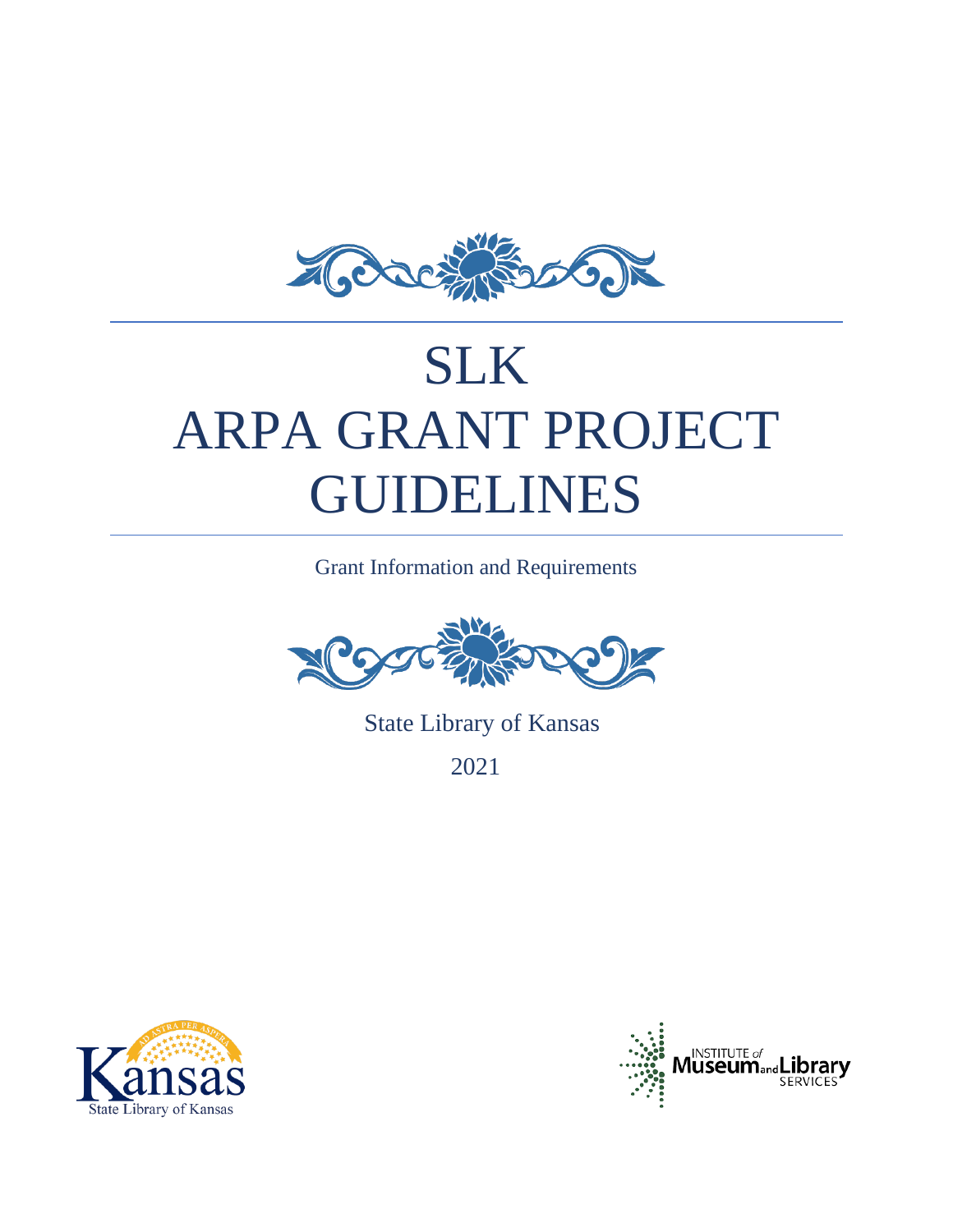# SLK
# ARPA GRANT PROJECT GUIDELINES

Grant Information and Requirements

State Library of Kansas

2021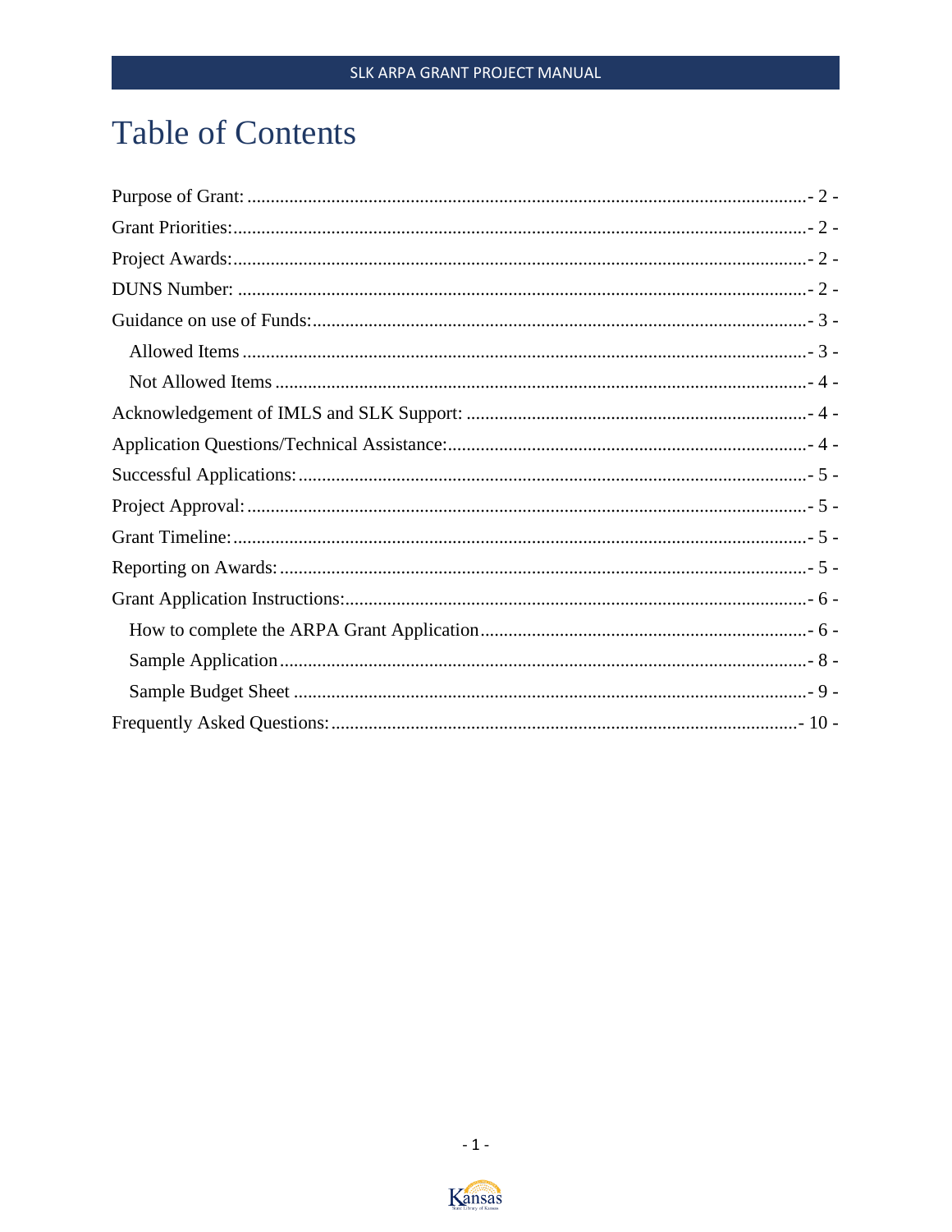# Table of Contents

- Purpose of Grant: - 2 -
- Grant Priorities: - 2 -
- Project Awards: - 2 -
- DUNS Number: - 2 -
- Guidance on use of Funds: - 3 -
  - Allowed Items - 3 -
  - Not Allowed Items - 4 -
- Acknowledgement of IMLS and SLK Support: - 4 -
- Application Questions/Technical Assistance: - 4 -
- Successful Applications: - 5 -
- Project Approval: - 5 -
- Grant Timeline: - 5 -
- Reporting on Awards: - 5 -
- Grant Application Instructions: - 6 -
  - How to complete the ARPA Grant Application - 6 -
  - Sample Application - 8 -
  - Sample Budget Sheet - 9 -
- Frequently Asked Questions: - 10 -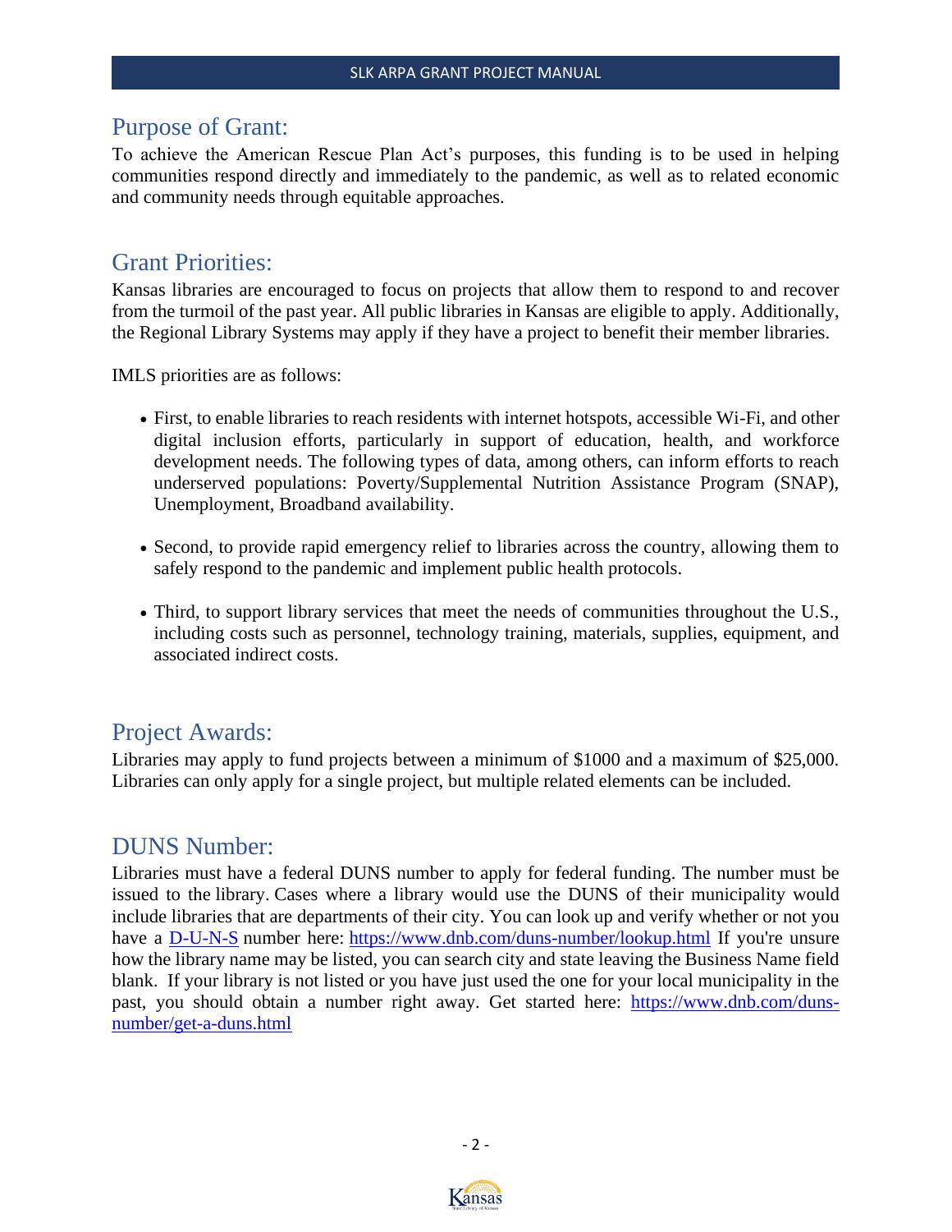## Purpose of Grant:

To achieve the American Rescue Plan Act's purposes, this funding is to be used in helping communities respond directly and immediately to the pandemic, as well as to related economic and community needs through equitable approaches.

## Grant Priorities:

Kansas libraries are encouraged to focus on projects that allow them to respond to and recover from the turmoil of the past year. All public libraries in Kansas are eligible to apply. Additionally, the Regional Library Systems may apply if they have a project to benefit their member libraries.

IMLS priorities are as follows:

- First, to enable libraries to reach residents with internet hotspots, accessible Wi-Fi, and other digital inclusion efforts, particularly in support of education, health, and workforce development needs. The following types of data, among others, can inform efforts to reach underserved populations: Poverty/Supplemental Nutrition Assistance Program (SNAP), Unemployment, Broadband availability.

- Second, to provide rapid emergency relief to libraries across the country, allowing them to safely respond to the pandemic and implement public health protocols.

- Third, to support library services that meet the needs of communities throughout the U.S., including costs such as personnel, technology training, materials, supplies, equipment, and associated indirect costs.

## Project Awards:

Libraries may apply to fund projects between a minimum of $1000 and a maximum of $25,000. Libraries can only apply for a single project, but multiple related elements can be included.

## DUNS Number:

Libraries must have a federal DUNS number to apply for federal funding. The number must be issued to the library. Cases where a library would use the DUNS of their municipality would include libraries that are departments of their city. You can look up and verify whether or not you have a [D-U-N-S](https://www.dnb.com/duns-number/lookup.html) number here: https://www.dnb.com/duns-number/lookup.html If you're unsure how the library name may be listed, you can search city and state leaving the Business Name field blank. If your library is not listed or you have just used the one for your local municipality in the past, you should obtain a number right away. Get started here: https://www.dnb.com/duns-number/get-a-duns.html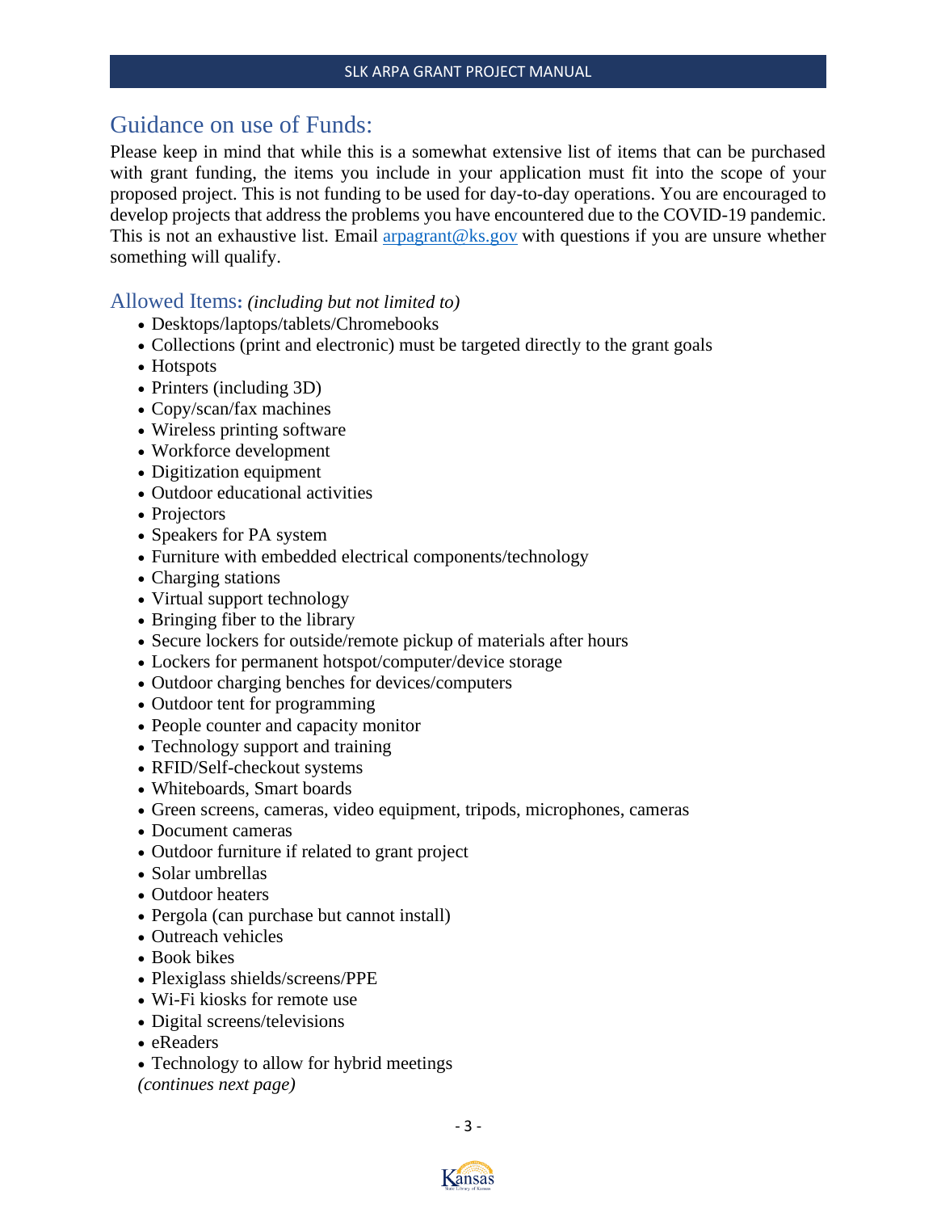## Guidance on use of Funds:

Please keep in mind that while this is a somewhat extensive list of items that can be purchased with grant funding, the items you include in your application must fit into the scope of your proposed project. This is not funding to be used for day-to-day operations. You are encouraged to develop projects that address the problems you have encountered due to the COVID-19 pandemic. This is not an exhaustive list. Email arpagrant@ks.gov with questions if you are unsure whether something will qualify.

### Allowed Items: *(including but not limited to)*

- Desktops/laptops/tablets/Chromebooks
- Collections (print and electronic) must be targeted directly to the grant goals
- Hotspots
- Printers (including 3D)
- Copy/scan/fax machines
- Wireless printing software
- Workforce development
- Digitization equipment
- Outdoor educational activities
- Projectors
- Speakers for PA system
- Furniture with embedded electrical components/technology
- Charging stations
- Virtual support technology
- Bringing fiber to the library
- Secure lockers for outside/remote pickup of materials after hours
- Lockers for permanent hotspot/computer/device storage
- Outdoor charging benches for devices/computers
- Outdoor tent for programming
- People counter and capacity monitor
- Technology support and training
- RFID/Self-checkout systems
- Whiteboards, Smart boards
- Green screens, cameras, video equipment, tripods, microphones, cameras
- Document cameras
- Outdoor furniture if related to grant project
- Solar umbrellas
- Outdoor heaters
- Pergola (can purchase but cannot install)
- Outreach vehicles
- Book bikes
- Plexiglass shields/screens/PPE
- Wi-Fi kiosks for remote use
- Digital screens/televisions
- eReaders
- Technology to allow for hybrid meetings

*(continues next page)*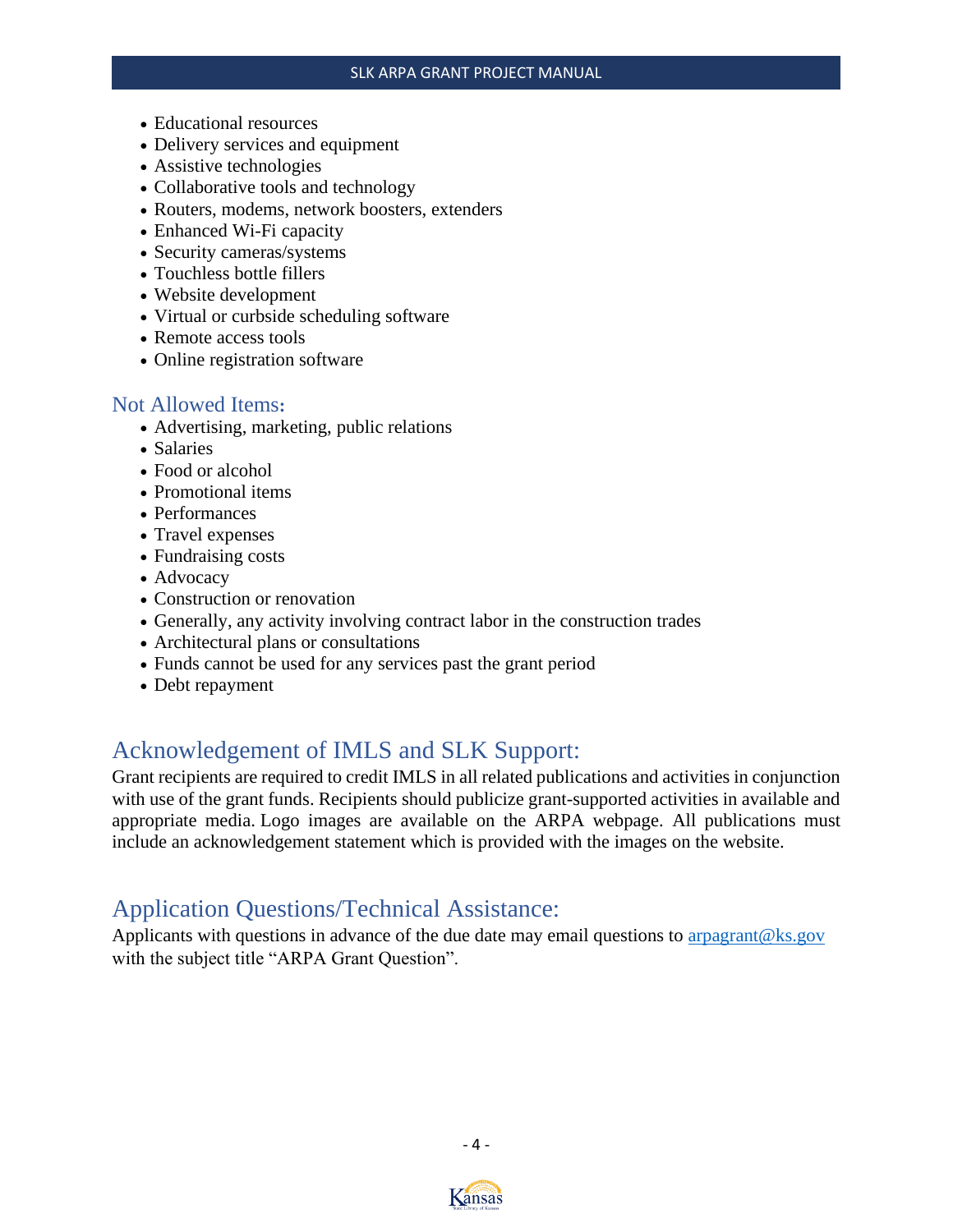- Educational resources
- Delivery services and equipment
- Assistive technologies
- Collaborative tools and technology
- Routers, modems, network boosters, extenders
- Enhanced Wi-Fi capacity
- Security cameras/systems
- Touchless bottle fillers
- Website development
- Virtual or curbside scheduling software
- Remote access tools
- Online registration software

### Not Allowed Items:

- Advertising, marketing, public relations
- Salaries
- Food or alcohol
- Promotional items
- Performances
- Travel expenses
- Fundraising costs
- Advocacy
- Construction or renovation
- Generally, any activity involving contract labor in the construction trades
- Architectural plans or consultations
- Funds cannot be used for any services past the grant period
- Debt repayment

## Acknowledgement of IMLS and SLK Support:

Grant recipients are required to credit IMLS in all related publications and activities in conjunction with use of the grant funds. Recipients should publicize grant-supported activities in available and appropriate media. Logo images are available on the ARPA webpage. All publications must include an acknowledgement statement which is provided with the images on the website.

## Application Questions/Technical Assistance:

Applicants with questions in advance of the due date may email questions to arpagrant@ks.gov with the subject title "ARPA Grant Question".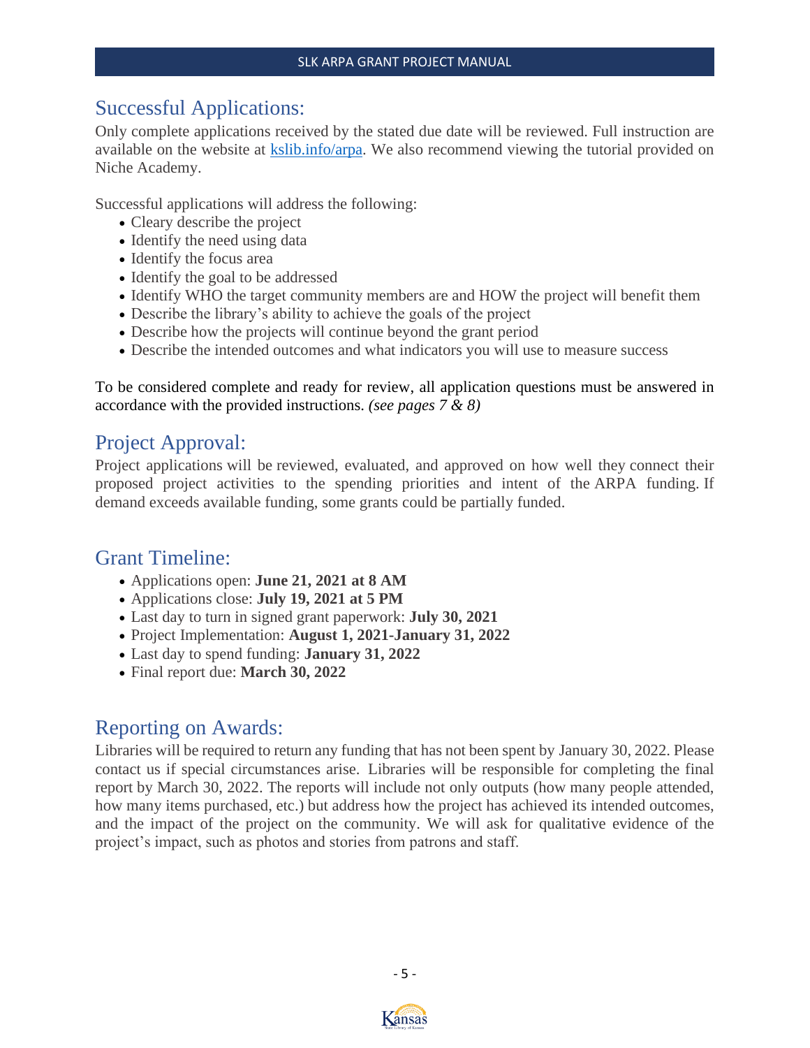## Successful Applications:

Only complete applications received by the stated due date will be reviewed. Full instruction are available on the website at [kslib.info/arpa](kslib.info/arpa). We also recommend viewing the tutorial provided on Niche Academy.

Successful applications will address the following:

- Cleary describe the project
- Identify the need using data
- Identify the focus area
- Identify the goal to be addressed
- Identify WHO the target community members are and HOW the project will benefit them
- Describe the library's ability to achieve the goals of the project
- Describe how the projects will continue beyond the grant period
- Describe the intended outcomes and what indicators you will use to measure success

To be considered complete and ready for review, all application questions must be answered in accordance with the provided instructions. *(see pages 7 & 8)*

## Project Approval:

Project applications will be reviewed, evaluated, and approved on how well they connect their proposed project activities to the spending priorities and intent of the ARPA funding. If demand exceeds available funding, some grants could be partially funded.

## Grant Timeline:

- Applications open: **June 21, 2021 at 8 AM**
- Applications close: **July 19, 2021 at 5 PM**
- Last day to turn in signed grant paperwork: **July 30, 2021**
- Project Implementation: **August 1, 2021-January 31, 2022**
- Last day to spend funding: **January 31, 2022**
- Final report due: **March 30, 2022**

## Reporting on Awards:

Libraries will be required to return any funding that has not been spent by January 30, 2022. Please contact us if special circumstances arise. Libraries will be responsible for completing the final report by March 30, 2022. The reports will include not only outputs (how many people attended, how many items purchased, etc.) but address how the project has achieved its intended outcomes, and the impact of the project on the community. We will ask for qualitative evidence of the project's impact, such as photos and stories from patrons and staff.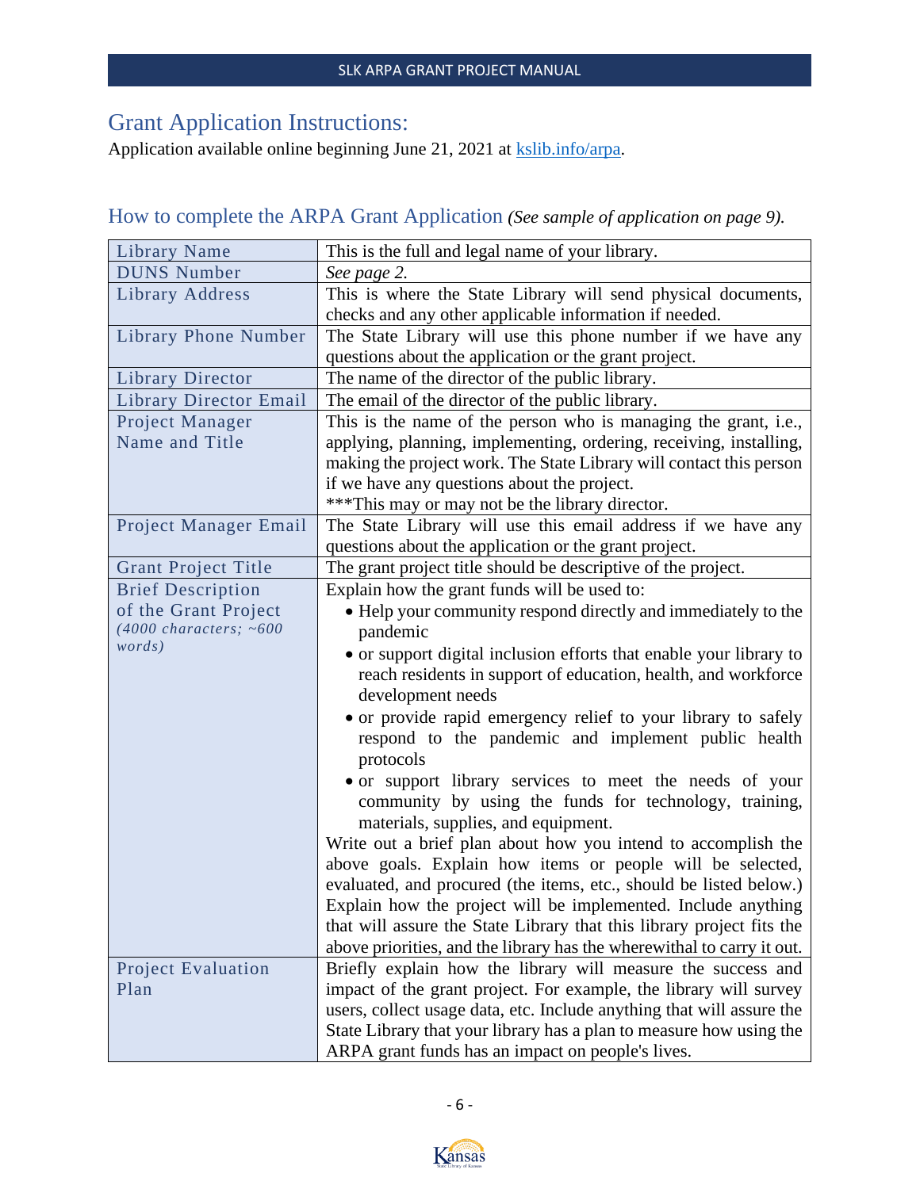## Grant Application Instructions:

Application available online beginning June 21, 2021 at [kslib.info/arpa](kslib.info/arpa).

## How to complete the ARPA Grant Application *(See sample of application on page 9).*

| Field | Instructions |
|---|---|
| Library Name | This is the full and legal name of your library. |
| DUNS Number | *See page 2.* |
| Library Address | This is where the State Library will send physical documents, checks and any other applicable information if needed. |
| Library Phone Number | The State Library will use this phone number if we have any questions about the application or the grant project. |
| Library Director | The name of the director of the public library. |
| Library Director Email | The email of the director of the public library. |
| Project Manager Name and Title | This is the name of the person who is managing the grant, i.e., applying, planning, implementing, ordering, receiving, installing, making the project work. The State Library will contact this person if we have any questions about the project.<br>***This may or may not be the library director. |
| Project Manager Email | The State Library will use this email address if we have any questions about the application or the grant project. |
| Grant Project Title | The grant project title should be descriptive of the project. |
| Brief Description of the Grant Project *(4000 characters; ~600 words)* | Explain how the grant funds will be used to:<br>• Help your community respond directly and immediately to the pandemic<br>• or support digital inclusion efforts that enable your library to reach residents in support of education, health, and workforce development needs<br>• or provide rapid emergency relief to your library to safely respond to the pandemic and implement public health protocols<br>• or support library services to meet the needs of your community by using the funds for technology, training, materials, supplies, and equipment.<br>Write out a brief plan about how you intend to accomplish the above goals. Explain how items or people will be selected, evaluated, and procured (the items, etc., should be listed below.) Explain how the project will be implemented. Include anything that will assure the State Library that this library project fits the above priorities, and the library has the wherewithal to carry it out. |
| Project Evaluation Plan | Briefly explain how the library will measure the success and impact of the grant project. For example, the library will survey users, collect usage data, etc. Include anything that will assure the State Library that your library has a plan to measure how using the ARPA grant funds has an impact on people's lives. |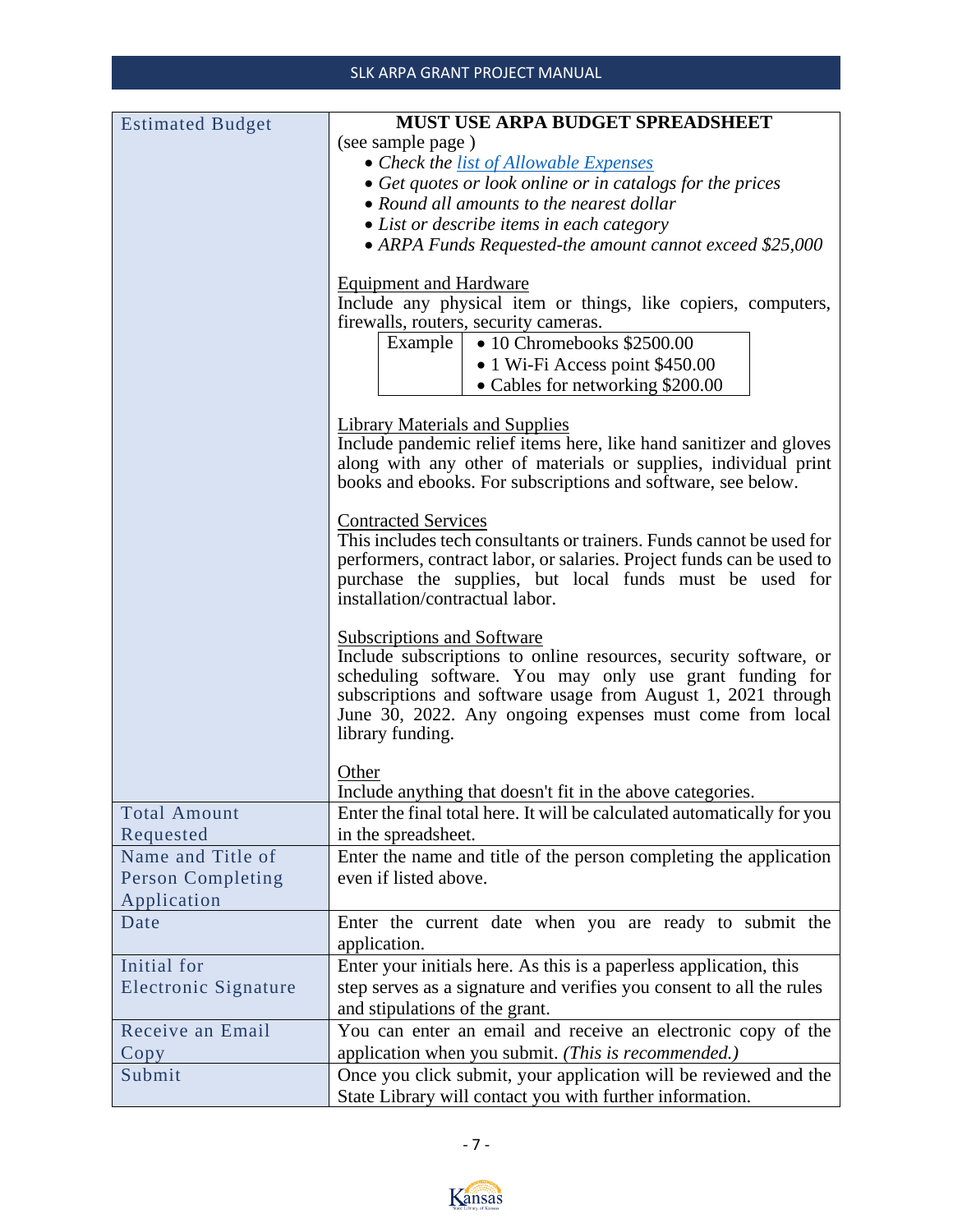| Estimated Budget | **MUST USE ARPA BUDGET SPREADSHEET**<br>(see sample page )<br>• *Check the [list of Allowable Expenses]()*<br>• *Get quotes or look online or in catalogs for the prices*<br>• *Round all amounts to the nearest dollar*<br>• *List or describe items in each category*<br>• *ARPA Funds Requested-the amount cannot exceed $25,000*<br><br><u>Equipment and Hardware</u><br>Include any physical item or things, like copiers, computers, firewalls, routers, security cameras.<br>Example: • 10 Chromebooks $2500.00 • 1 Wi-Fi Access point $450.00 • Cables for networking $200.00<br><br><u>Library Materials and Supplies</u><br>Include pandemic relief items here, like hand sanitizer and gloves along with any other of materials or supplies, individual print books and ebooks. For subscriptions and software, see below.<br><br><u>Contracted Services</u><br>This includes tech consultants or trainers. Funds cannot be used for performers, contract labor, or salaries. Project funds can be used to purchase the supplies, but local funds must be used for installation/contractual labor.<br><br><u>Subscriptions and Software</u><br>Include subscriptions to online resources, security software, or scheduling software. You may only use grant funding for subscriptions and software usage from August 1, 2021 through June 30, 2022. Any ongoing expenses must come from local library funding.<br><br><u>Other</u><br>Include anything that doesn't fit in the above categories. |
|---|---|
| Total Amount Requested | Enter the final total here. It will be calculated automatically for you in the spreadsheet. |
| Name and Title of Person Completing Application | Enter the name and title of the person completing the application even if listed above. |
| Date | Enter the current date when you are ready to submit the application. |
| Initial for Electronic Signature | Enter your initials here. As this is a paperless application, this step serves as a signature and verifies you consent to all the rules and stipulations of the grant. |
| Receive an Email Copy | You can enter an email and receive an electronic copy of the application when you submit. *(This is recommended.)* |
| Submit | Once you click submit, your application will be reviewed and the State Library will contact you with further information. |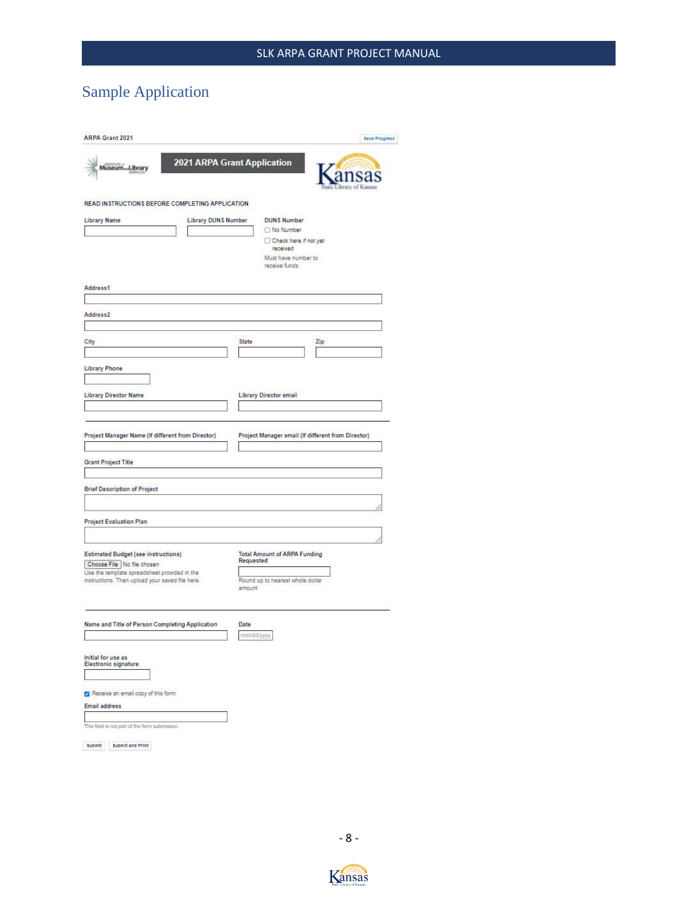## Sample Application

ARPA Grant 2021

Save Progress

**2021 ARPA Grant Application**

READ INSTRUCTIONS BEFORE COMPLETING APPLICATION

Library Name

Library DUNS Number

DUNS Number

- ☐ No Number
- ☐ Check here if not yet received

Must have number to receive funds

Address1

Address2

City

State

Zip

Library Phone

Library Director Name

Library Director email

Project Manager Name (If different from Director)

Project Manager email (If different from Director)

Grant Project Title

Brief Description of Project

Project Evaluation Plan

Estimated Budget (see instructions)

Choose File | No file chosen

Use the template spreadsheet provided in the instructions. Then upload your saved file here.

Total Amount of ARPA Funding Requested

Round up to nearest whole dollar amount

Name and Title of Person Completing Application

Date

mm/dd/yyyy

Initial for use as Electronic signature

☑ Receive an email copy of this form.

Email address

This field is not part of the form submission.

Submit | Submit and Print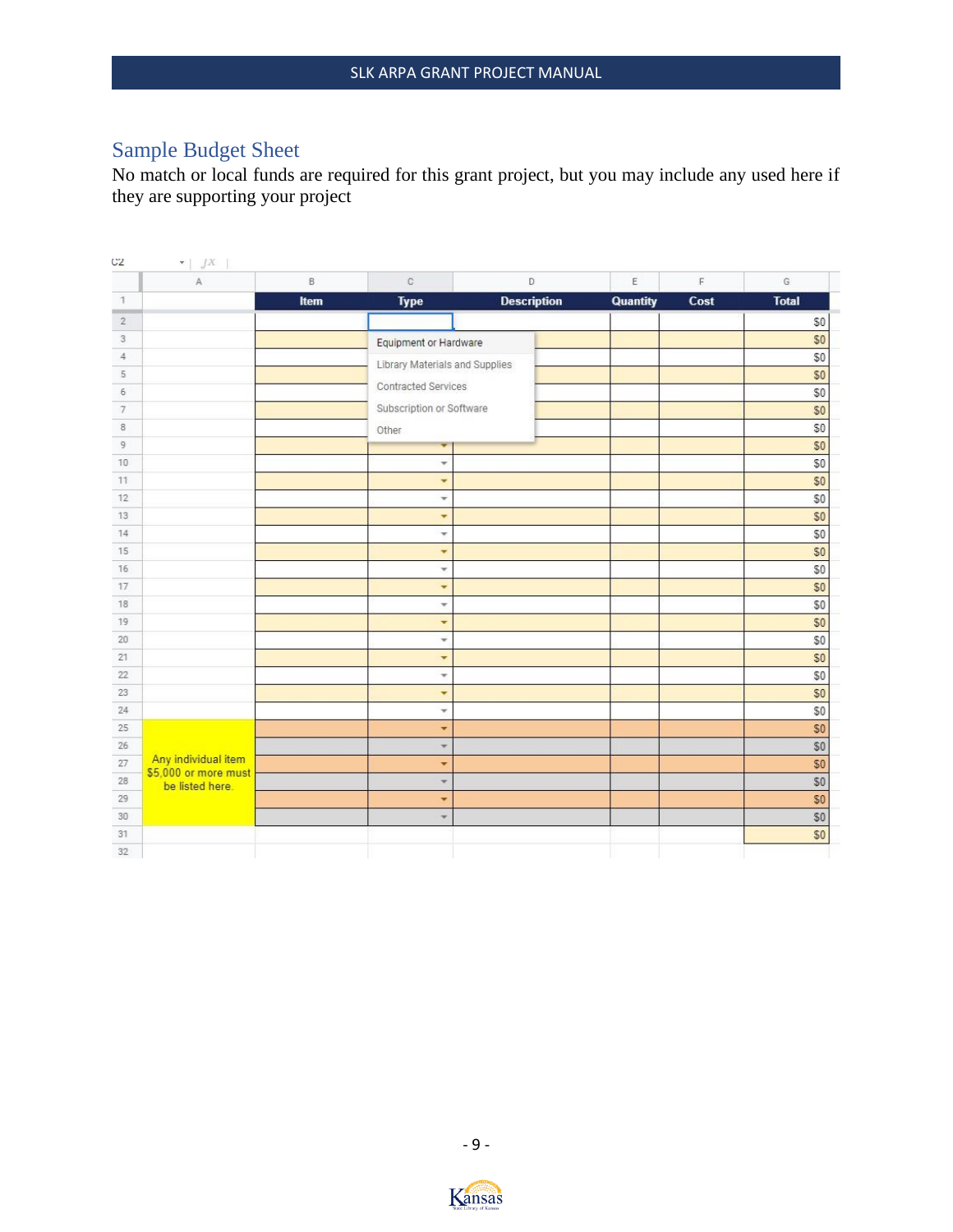## Sample Budget Sheet

No match or local funds are required for this grant project, but you may include any used here if they are supporting your project

| | A | B | C | D | E | F | G |
|---|---|---|---|---|---|---|---|
| 1 | | Item | Type | Description | Quantity | Cost | Total |
| 2 | | | | | | | $0 |
| 3 | | | Equipment or Hardware | | | | $0 |
| 4 | | | Library Materials and Supplies | | | | $0 |
| 5 | | | Contracted Services | | | | $0 |
| 6 | | | Subscription or Software | | | | $0 |
| 7 | | | Other | | | | $0 |
| 8 | | | | | | | $0 |
| 9 | | | | | | | $0 |
| 10 | | | | | | | $0 |
| 11 | | | | | | | $0 |
| 12 | | | | | | | $0 |
| 13 | | | | | | | $0 |
| 14 | | | | | | | $0 |
| 15 | | | | | | | $0 |
| 16 | | | | | | | $0 |
| 17 | | | | | | | $0 |
| 18 | | | | | | | $0 |
| 19 | | | | | | | $0 |
| 20 | | | | | | | $0 |
| 21 | | | | | | | $0 |
| 22 | | | | | | | $0 |
| 23 | | | | | | | $0 |
| 24 | | | | | | | $0 |
| 25 | Any individual item $5,000 or more must be listed here. | | | | | | $0 |
| 26 | | | | | | | $0 |
| 27 | | | | | | | $0 |
| 28 | | | | | | | $0 |
| 29 | | | | | | | $0 |
| 30 | | | | | | | $0 |
| 31 | | | | | | | $0 |
| 32 | | | | | | | |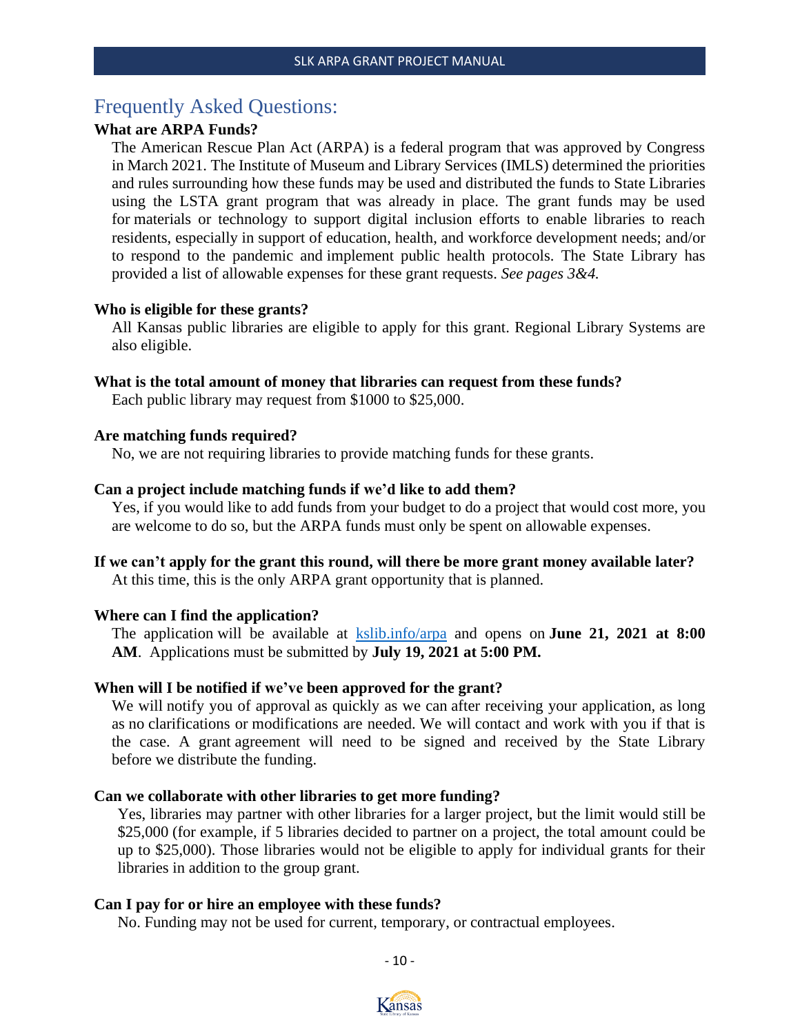## Frequently Asked Questions:

**What are ARPA Funds?**

The American Rescue Plan Act (ARPA) is a federal program that was approved by Congress in March 2021. The Institute of Museum and Library Services (IMLS) determined the priorities and rules surrounding how these funds may be used and distributed the funds to State Libraries using the LSTA grant program that was already in place. The grant funds may be used for materials or technology to support digital inclusion efforts to enable libraries to reach residents, especially in support of education, health, and workforce development needs; and/or to respond to the pandemic and implement public health protocols. The State Library has provided a list of allowable expenses for these grant requests. *See pages 3&4.*

**Who is eligible for these grants?**

All Kansas public libraries are eligible to apply for this grant. Regional Library Systems are also eligible.

**What is the total amount of money that libraries can request from these funds?**

Each public library may request from $1000 to $25,000.

**Are matching funds required?**

No, we are not requiring libraries to provide matching funds for these grants.

**Can a project include matching funds if we'd like to add them?**

Yes, if you would like to add funds from your budget to do a project that would cost more, you are welcome to do so, but the ARPA funds must only be spent on allowable expenses.

**If we can't apply for the grant this round, will there be more grant money available later?**

At this time, this is the only ARPA grant opportunity that is planned.

**Where can I find the application?**

The application will be available at [kslib.info/arpa](kslib.info/arpa) and opens on **June 21, 2021 at 8:00 AM**. Applications must be submitted by **July 19, 2021 at 5:00 PM.**

**When will I be notified if we've been approved for the grant?**

We will notify you of approval as quickly as we can after receiving your application, as long as no clarifications or modifications are needed. We will contact and work with you if that is the case. A grant agreement will need to be signed and received by the State Library before we distribute the funding.

**Can we collaborate with other libraries to get more funding?**

Yes, libraries may partner with other libraries for a larger project, but the limit would still be $25,000 (for example, if 5 libraries decided to partner on a project, the total amount could be up to $25,000). Those libraries would not be eligible to apply for individual grants for their libraries in addition to the group grant.

**Can I pay for or hire an employee with these funds?**

No. Funding may not be used for current, temporary, or contractual employees.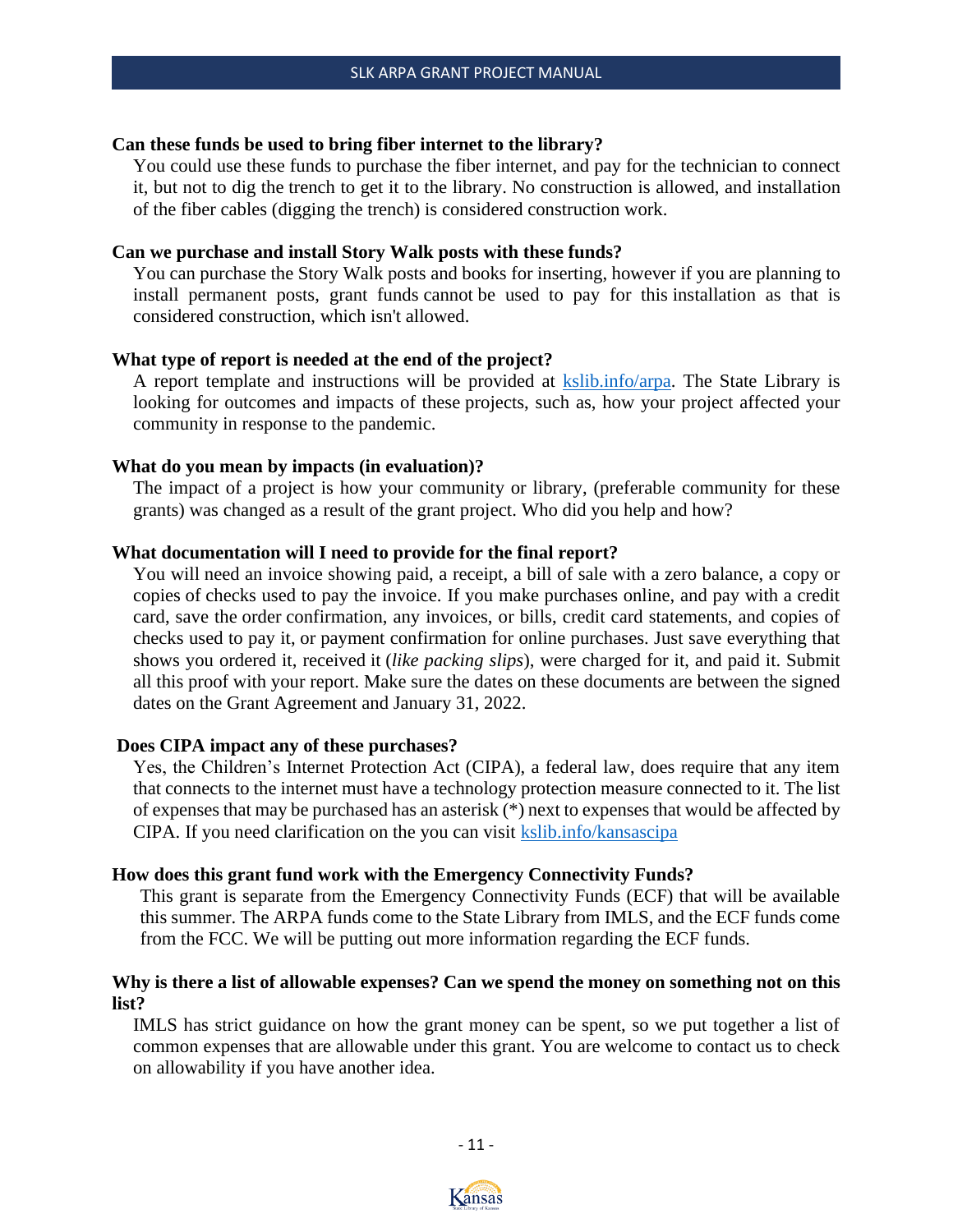**Can these funds be used to bring fiber internet to the library?**

You could use these funds to purchase the fiber internet, and pay for the technician to connect it, but not to dig the trench to get it to the library. No construction is allowed, and installation of the fiber cables (digging the trench) is considered construction work.

**Can we purchase and install Story Walk posts with these funds?**

You can purchase the Story Walk posts and books for inserting, however if you are planning to install permanent posts, grant funds cannot be used to pay for this installation as that is considered construction, which isn't allowed.

**What type of report is needed at the end of the project?**

A report template and instructions will be provided at [kslib.info/arpa](kslib.info/arpa). The State Library is looking for outcomes and impacts of these projects, such as, how your project affected your community in response to the pandemic.

**What do you mean by impacts (in evaluation)?**

The impact of a project is how your community or library, (preferable community for these grants) was changed as a result of the grant project. Who did you help and how?

**What documentation will I need to provide for the final report?**

You will need an invoice showing paid, a receipt, a bill of sale with a zero balance, a copy or copies of checks used to pay the invoice. If you make purchases online, and pay with a credit card, save the order confirmation, any invoices, or bills, credit card statements, and copies of checks used to pay it, or payment confirmation for online purchases. Just save everything that shows you ordered it, received it (*like packing slips*), were charged for it, and paid it. Submit all this proof with your report. Make sure the dates on these documents are between the signed dates on the Grant Agreement and January 31, 2022.

**Does CIPA impact any of these purchases?**

Yes, the Children's Internet Protection Act (CIPA), a federal law, does require that any item that connects to the internet must have a technology protection measure connected to it. The list of expenses that may be purchased has an asterisk (*) next to expenses that would be affected by CIPA. If you need clarification on the you can visit [kslib.info/kansascipa](kslib.info/kansascipa)

**How does this grant fund work with the Emergency Connectivity Funds?**

This grant is separate from the Emergency Connectivity Funds (ECF) that will be available this summer. The ARPA funds come to the State Library from IMLS, and the ECF funds come from the FCC. We will be putting out more information regarding the ECF funds.

**Why is there a list of allowable expenses? Can we spend the money on something not on this list?**

IMLS has strict guidance on how the grant money can be spent, so we put together a list of common expenses that are allowable under this grant. You are welcome to contact us to check on allowability if you have another idea.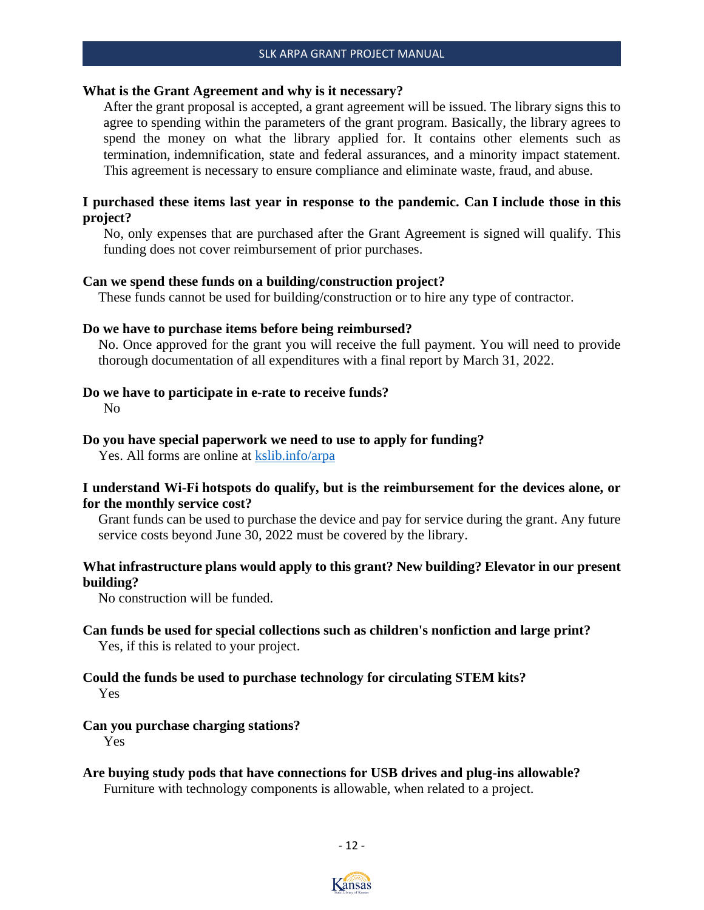**What is the Grant Agreement and why is it necessary?**

After the grant proposal is accepted, a grant agreement will be issued. The library signs this to agree to spending within the parameters of the grant program. Basically, the library agrees to spend the money on what the library applied for. It contains other elements such as termination, indemnification, state and federal assurances, and a minority impact statement. This agreement is necessary to ensure compliance and eliminate waste, fraud, and abuse.

**I purchased these items last year in response to the pandemic. Can I include those in this project?**

No, only expenses that are purchased after the Grant Agreement is signed will qualify. This funding does not cover reimbursement of prior purchases.

**Can we spend these funds on a building/construction project?**

These funds cannot be used for building/construction or to hire any type of contractor.

**Do we have to purchase items before being reimbursed?**

No. Once approved for the grant you will receive the full payment. You will need to provide thorough documentation of all expenditures with a final report by March 31, 2022.

**Do we have to participate in e-rate to receive funds?**

No

**Do you have special paperwork we need to use to apply for funding?**

Yes. All forms are online at [kslib.info/arpa](kslib.info/arpa)

**I understand Wi-Fi hotspots do qualify, but is the reimbursement for the devices alone, or for the monthly service cost?**

Grant funds can be used to purchase the device and pay for service during the grant. Any future service costs beyond June 30, 2022 must be covered by the library.

**What infrastructure plans would apply to this grant? New building? Elevator in our present building?**

No construction will be funded.

**Can funds be used for special collections such as children's nonfiction and large print?**

Yes, if this is related to your project.

**Could the funds be used to purchase technology for circulating STEM kits?**

Yes

**Can you purchase charging stations?**

Yes

**Are buying study pods that have connections for USB drives and plug-ins allowable?**

Furniture with technology components is allowable, when related to a project.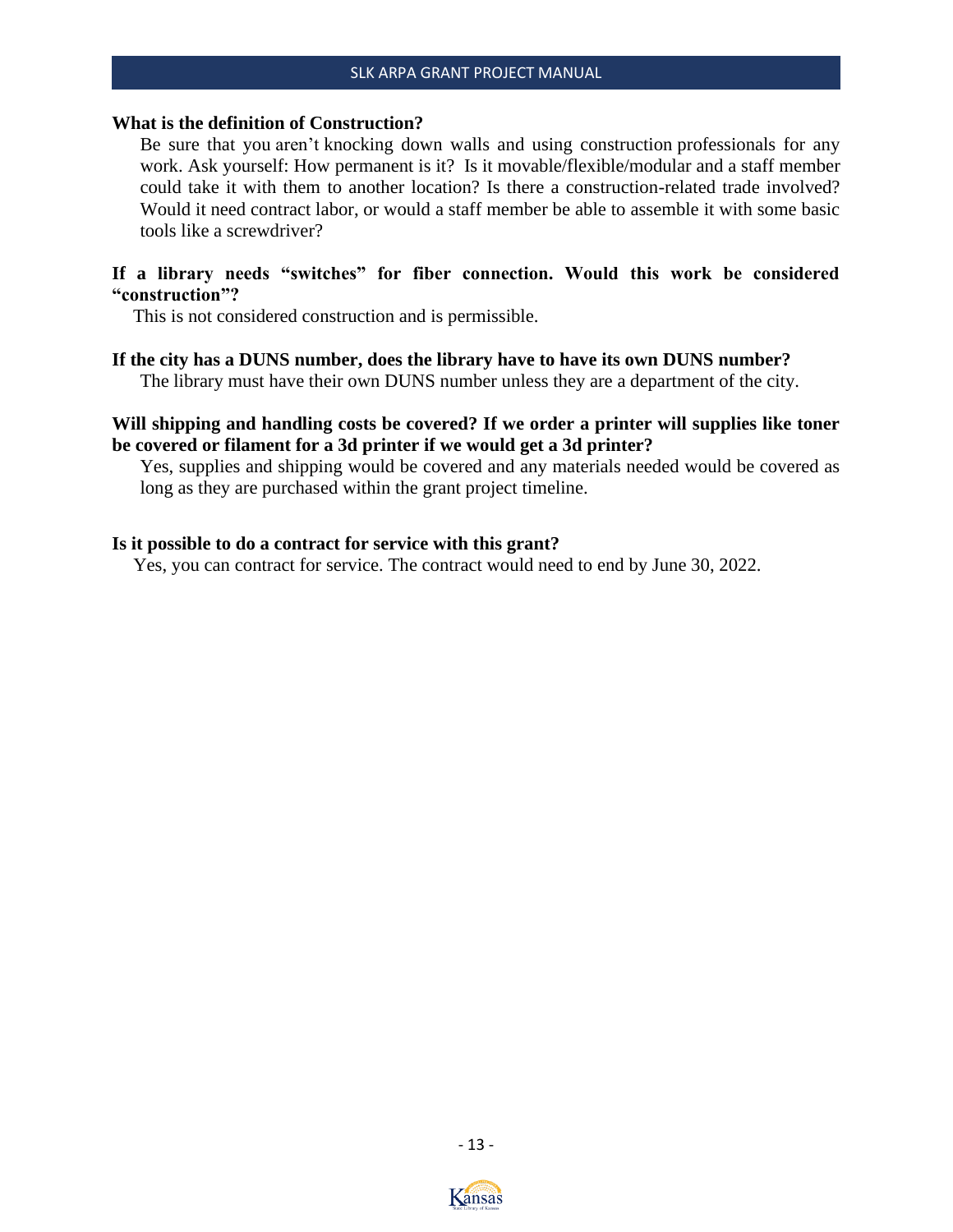**What is the definition of Construction?**

Be sure that you aren't knocking down walls and using construction professionals for any work. Ask yourself: How permanent is it? Is it movable/flexible/modular and a staff member could take it with them to another location? Is there a construction-related trade involved? Would it need contract labor, or would a staff member be able to assemble it with some basic tools like a screwdriver?

**If a library needs "switches" for fiber connection. Would this work be considered "construction"?**

This is not considered construction and is permissible.

**If the city has a DUNS number, does the library have to have its own DUNS number?**

The library must have their own DUNS number unless they are a department of the city.

**Will shipping and handling costs be covered? If we order a printer will supplies like toner be covered or filament for a 3d printer if we would get a 3d printer?**

Yes, supplies and shipping would be covered and any materials needed would be covered as long as they are purchased within the grant project timeline.

**Is it possible to do a contract for service with this grant?**

Yes, you can contract for service. The contract would need to end by June 30, 2022.